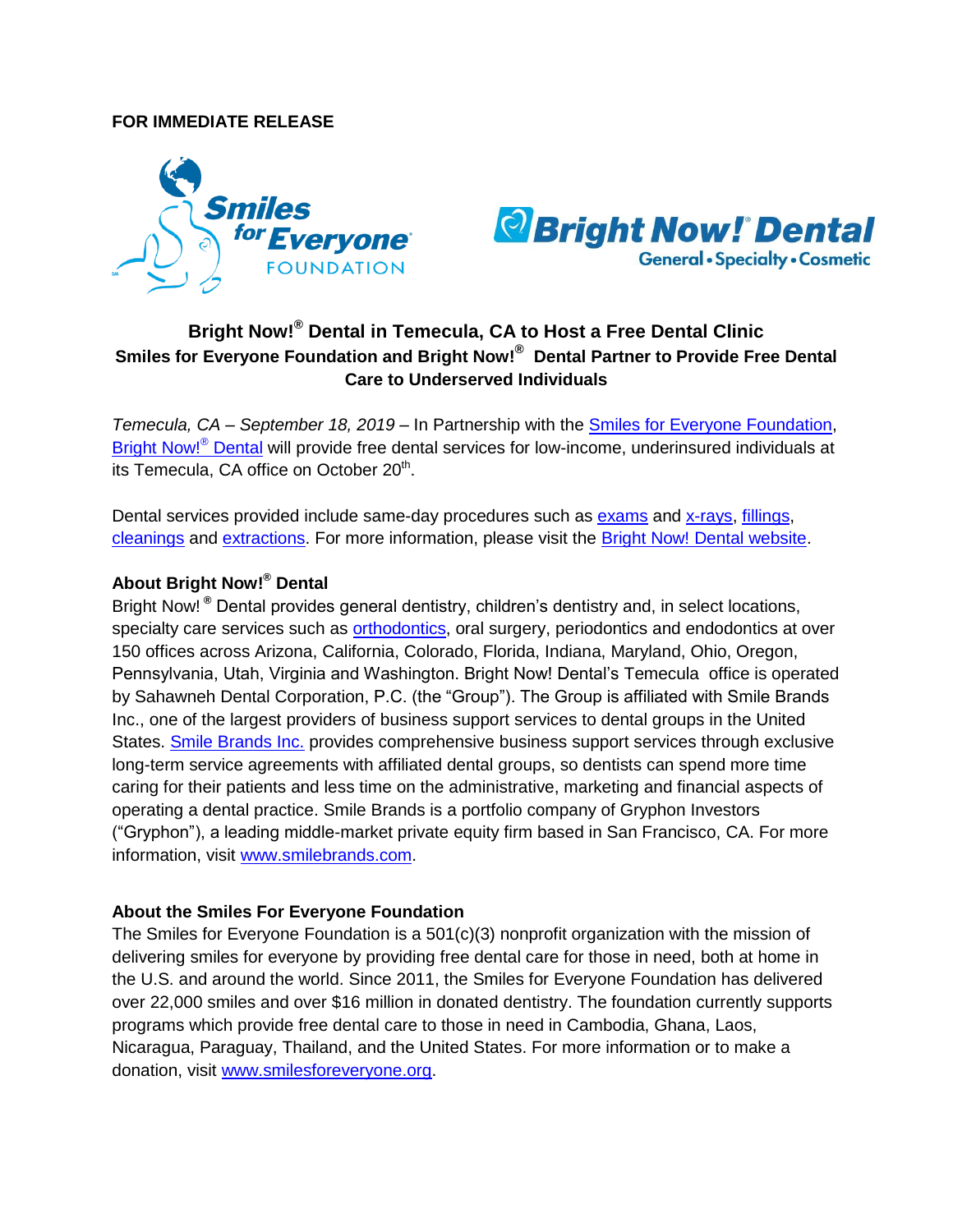**FOR IMMEDIATE RELEASE**

## Bright Now!® Dental in Temecula, CA to Host a Free Dental Clinic

### Smiles for Everyone Foundation and Bright Now!® Dental Partner to Provide Free Dental Care to Underserved Individuals

*Temecula, CA – September 18, 2019* – In Partnership with the Smiles for Everyone Foundation, Bright Now!® Dental will provide free dental services for low-income, underinsured individuals at its Temecula, CA office on October 20th.

Dental services provided include same-day procedures such as exams and x-rays, fillings, cleanings and extractions. For more information, please visit the Bright Now! Dental website.

**About Bright Now!® Dental**

Bright Now! ® Dental provides general dentistry, children's dentistry and, in select locations, specialty care services such as orthodontics, oral surgery, periodontics and endodontics at over 150 offices across Arizona, California, Colorado, Florida, Indiana, Maryland, Ohio, Oregon, Pennsylvania, Utah, Virginia and Washington. Bright Now! Dental's Temecula office is operated by Sahawneh Dental Corporation, P.C. (the "Group"). The Group is affiliated with Smile Brands Inc., one of the largest providers of business support services to dental groups in the United States. Smile Brands Inc. provides comprehensive business support services through exclusive long-term service agreements with affiliated dental groups, so dentists can spend more time caring for their patients and less time on the administrative, marketing and financial aspects of operating a dental practice. Smile Brands is a portfolio company of Gryphon Investors ("Gryphon"), a leading middle-market private equity firm based in San Francisco, CA. For more information, visit www.smilebrands.com.

**About the Smiles For Everyone Foundation**

The Smiles for Everyone Foundation is a 501(c)(3) nonprofit organization with the mission of delivering smiles for everyone by providing free dental care for those in need, both at home in the U.S. and around the world. Since 2011, the Smiles for Everyone Foundation has delivered over 22,000 smiles and over $16 million in donated dentistry. The foundation currently supports programs which provide free dental care to those in need in Cambodia, Ghana, Laos, Nicaragua, Paraguay, Thailand, and the United States. For more information or to make a donation, visit www.smilesforeveryone.org.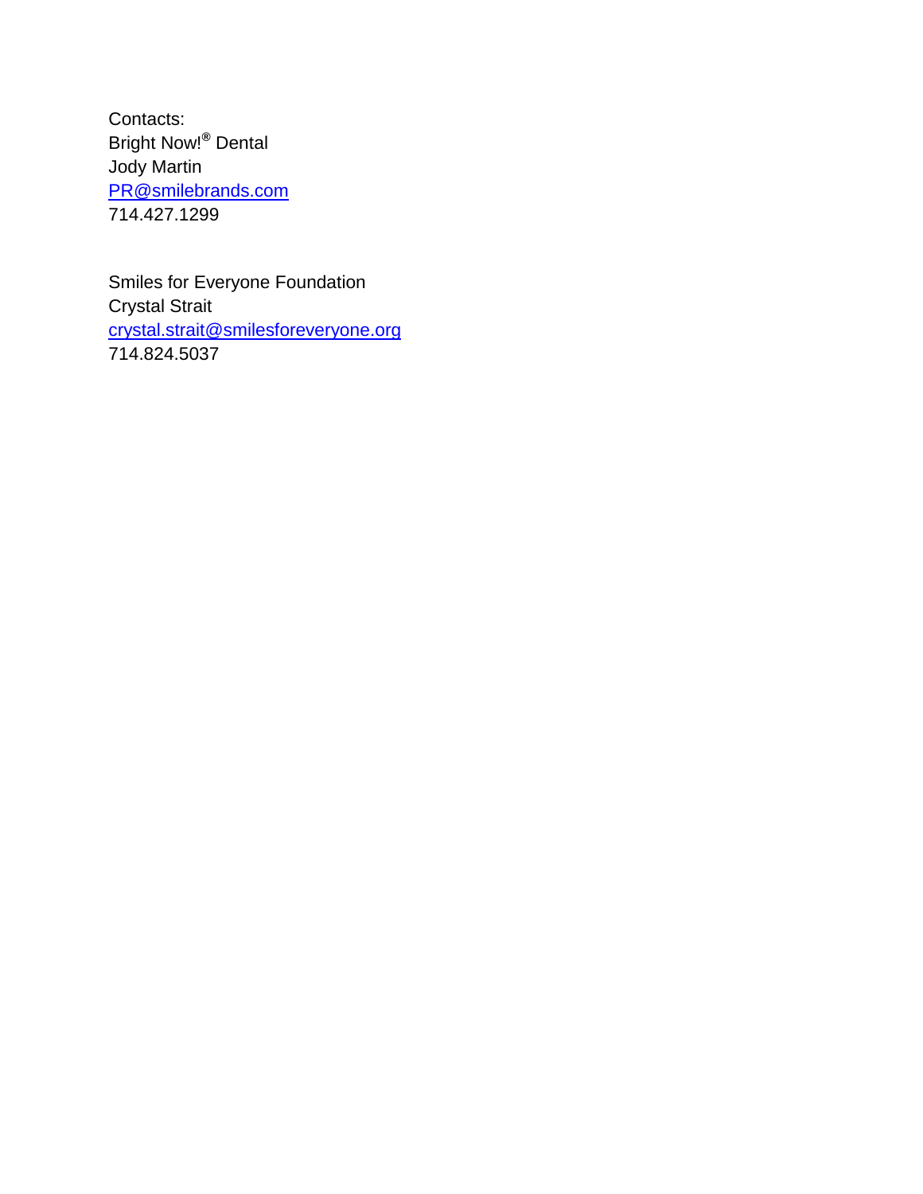Contacts:
Bright Now!® Dental
Jody Martin
PR@smilebrands.com
714.427.1299

Smiles for Everyone Foundation
Crystal Strait
crystal.strait@smilesforeveryone.org
714.824.5037